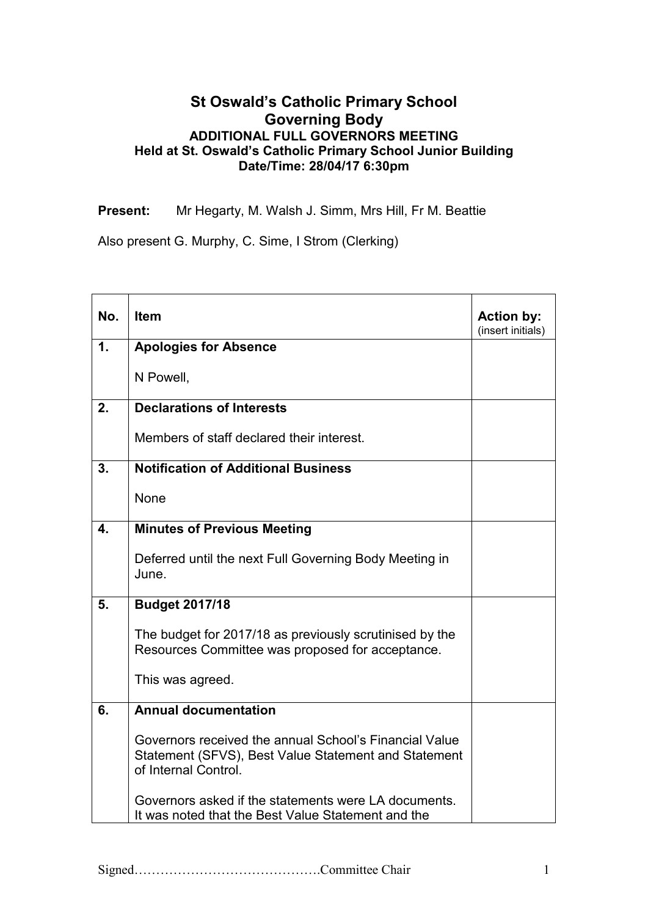# St Oswald's Catholic Primary School
## Governing Body
### ADDITIONAL FULL GOVERNORS MEETING
### Held at St. Oswald's Catholic Primary School Junior Building
### Date/Time: 28/04/17 6:30pm

**Present:** Mr Hegarty, M. Walsh J. Simm, Mrs Hill, Fr M. Beattie

Also present G. Murphy, C. Sime, I Strom (Clerking)

| No. | Item | Action by: (insert initials) |
|---|---|---|
| 1. | **Apologies for Absence**<br><br>N Powell, | |
| 2. | **Declarations of Interests**<br><br>Members of staff declared their interest. | |
| 3. | **Notification of Additional Business**<br><br>None | |
| 4. | **Minutes of Previous Meeting**<br><br>Deferred until the next Full Governing Body Meeting in June. | |
| 5. | **Budget 2017/18**<br><br>The budget for 2017/18 as previously scrutinised by the Resources Committee was proposed for acceptance.<br><br>This was agreed. | |
| 6. | **Annual documentation**<br><br>Governors received the annual School's Financial Value Statement (SFVS), Best Value Statement and Statement of Internal Control.<br><br>Governors asked if the statements were LA documents. It was noted that the Best Value Statement and the | |

Signed…………………………………….Committee Chair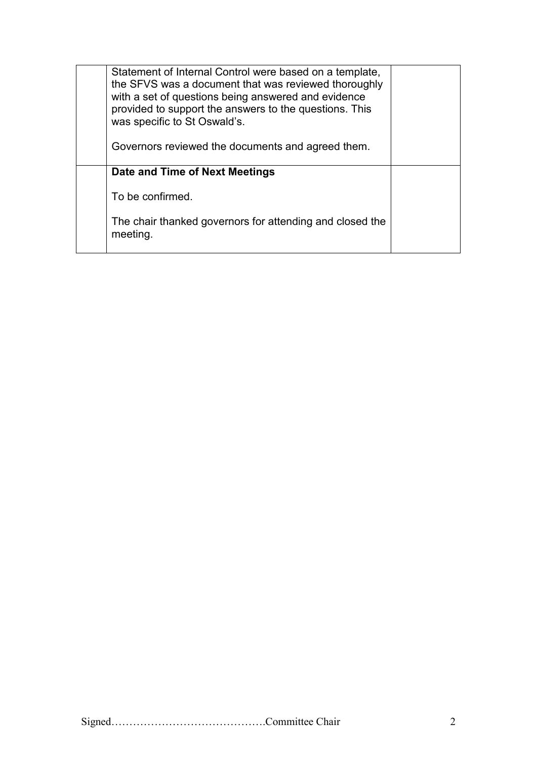| | | |
|---|---|---|
| | Statement of Internal Control were based on a template, the SFVS was a document that was reviewed thoroughly with a set of questions being answered and evidence provided to support the answers to the questions. This was specific to St Oswald's.<br><br>Governors reviewed the documents and agreed them. | |
| | **Date and Time of Next Meetings**<br><br>To be confirmed.<br><br>The chair thanked governors for attending and closed the meeting. | |

Signed…………………………………….Committee Chair